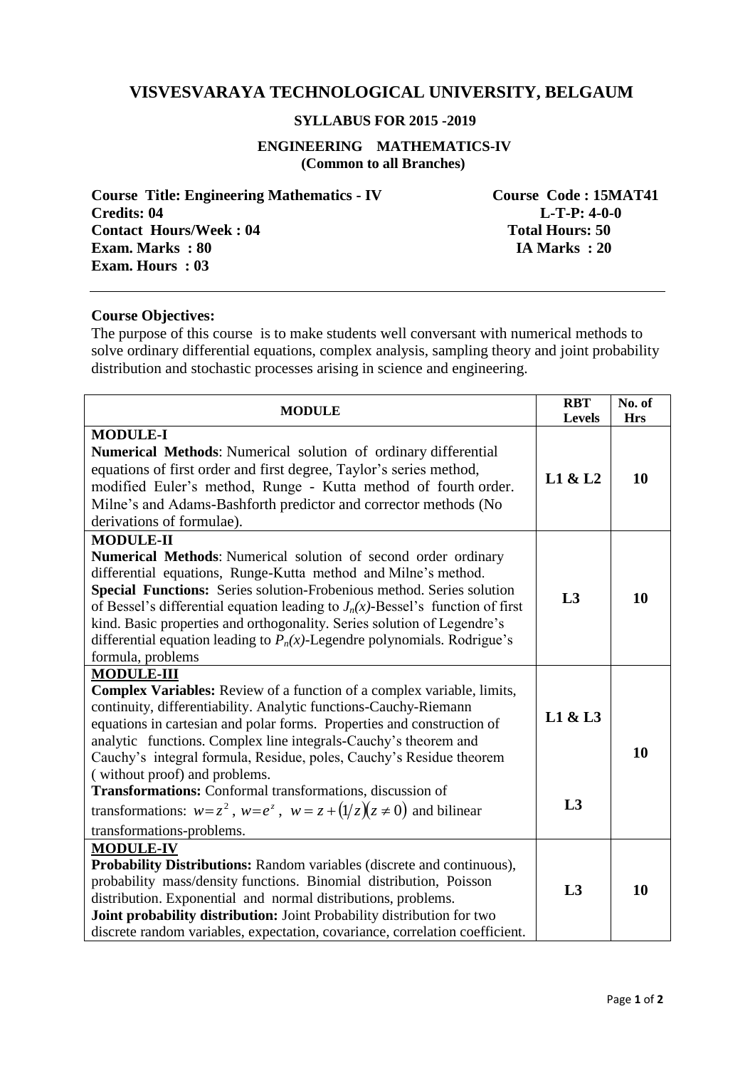# VISVESVARAYA TECHNOLOGICAL UNIVERSITY, BELGAUM

### SYLLABUS FOR 2015 -2019

### ENGINEERING MATHEMATICS-IV
**(Common to all Branches)**

| | |
|---|---|
| **Course Title: Engineering Mathematics - IV** | **Course Code : 15MAT41** |
| **Credits: 04** | **L-T-P: 4-0-0** |
| **Contact Hours/Week : 04** | **Total Hours: 50** |
| **Exam. Marks : 80** | **IA Marks : 20** |
| **Exam. Hours : 03** | |

**Course Objectives:**

The purpose of this course is to make students well conversant with numerical methods to solve ordinary differential equations, complex analysis, sampling theory and joint probability distribution and stochastic processes arising in science and engineering.

| MODULE | RBT Levels | No. of Hrs |
|---|---|---|
| **MODULE-I**<br>**Numerical Methods**: Numerical solution of ordinary differential equations of first order and first degree, Taylor's series method, modified Euler's method, Runge - Kutta method of fourth order. Milne's and Adams-Bashforth predictor and corrector methods (No derivations of formulae). | L1 & L2 | 10 |
| **MODULE-II**<br>**Numerical Methods**: Numerical solution of second order ordinary differential equations, Runge-Kutta method and Milne's method.<br>**Special Functions:** Series solution-Frobenious method. Series solution of Bessel's differential equation leading to $J_n(x)$-Bessel's function of first kind. Basic properties and orthogonality. Series solution of Legendre's differential equation leading to $P_n(x)$-Legendre polynomials. Rodrigue's formula, problems | L3 | 10 |
| **MODULE-III**<br>**Complex Variables:** Review of a function of a complex variable, limits, continuity, differentiability. Analytic functions-Cauchy-Riemann equations in cartesian and polar forms. Properties and construction of analytic functions. Complex line integrals-Cauchy's theorem and Cauchy's integral formula, Residue, poles, Cauchy's Residue theorem ( without proof) and problems.<br>**Transformations:** Conformal transformations, discussion of transformations: $w=z^2$, $w=e^z$, $w = z + (1/z)(z \neq 0)$ and bilinear transformations-problems. | L1 & L3<br><br>L3 | 10 |
| **MODULE-IV**<br>**Probability Distributions:** Random variables (discrete and continuous), probability mass/density functions. Binomial distribution, Poisson distribution. Exponential and normal distributions, problems.<br>**Joint probability distribution:** Joint Probability distribution for two discrete random variables, expectation, covariance, correlation coefficient. | L3 | 10 |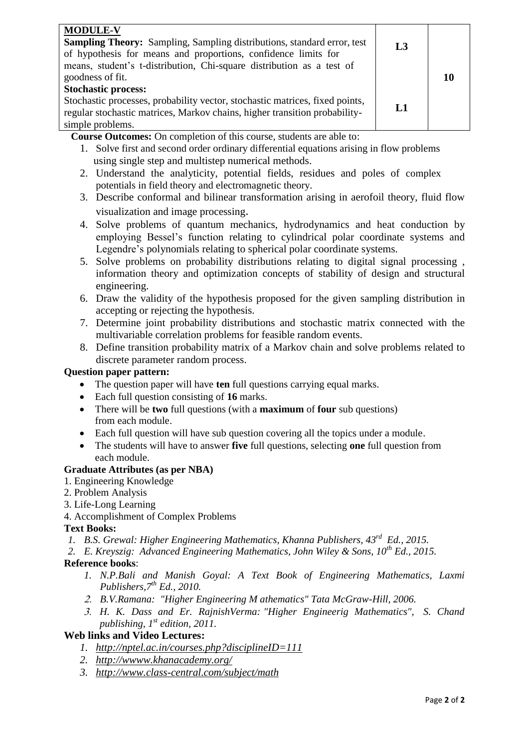| | | |
|---|---|---|
| **MODULE-V**<br>**Sampling Theory:** Sampling, Sampling distributions, standard error, test of hypothesis for means and proportions, confidence limits for means, student's t-distribution, Chi-square distribution as a test of goodness of fit. | L3 | 10 |
| **Stochastic process:**<br>Stochastic processes, probability vector, stochastic matrices, fixed points, regular stochastic matrices, Markov chains, higher transition probability-simple problems. | L1 | |

**Course Outcomes:** On completion of this course, students are able to:

1. Solve first and second order ordinary differential equations arising in flow problems using single step and multistep numerical methods.
2. Understand the analyticity, potential fields, residues and poles of complex potentials in field theory and electromagnetic theory.
3. Describe conformal and bilinear transformation arising in aerofoil theory, fluid flow visualization and image processing.
4. Solve problems of quantum mechanics, hydrodynamics and heat conduction by employing Bessel's function relating to cylindrical polar coordinate systems and Legendre's polynomials relating to spherical polar coordinate systems.
5. Solve problems on probability distributions relating to digital signal processing , information theory and optimization concepts of stability of design and structural engineering.
6. Draw the validity of the hypothesis proposed for the given sampling distribution in accepting or rejecting the hypothesis.
7. Determine joint probability distributions and stochastic matrix connected with the multivariable correlation problems for feasible random events.
8. Define transition probability matrix of a Markov chain and solve problems related to discrete parameter random process.

**Question paper pattern:**

- The question paper will have **ten** full questions carrying equal marks.
- Each full question consisting of **16** marks.
- There will be **two** full questions (with a **maximum** of **four** sub questions) from each module.
- Each full question will have sub question covering all the topics under a module.
- The students will have to answer **five** full questions, selecting **one** full question from each module.

**Graduate Attributes (as per NBA)**

1. Engineering Knowledge
2. Problem Analysis
3. Life-Long Learning
4. Accomplishment of Complex Problems

**Text Books:**

1. *B.S. Grewal: Higher Engineering Mathematics, Khanna Publishers, 43rd Ed., 2015.*
2. *E. Kreyszig: Advanced Engineering Mathematics, John Wiley & Sons, 10th Ed., 2015.*

**Reference books**:

1. *N.P.Bali and Manish Goyal: A Text Book of Engineering Mathematics, Laxmi Publishers,7th Ed., 2010.*
2. *B.V.Ramana: "Higher Engineering M athematics" Tata McGraw-Hill, 2006.*
3. *H. K. Dass and Er. RajnishVerma: "Higher Engineerig Mathematics", S. Chand publishing, 1st edition, 2011.*

**Web links and Video Lectures:**

1. *http://nptel.ac.in/courses.php?disciplineID=111*
2. *http://wwww.khanacademy.org/*
3. *http://www.class-central.com/subject/math*